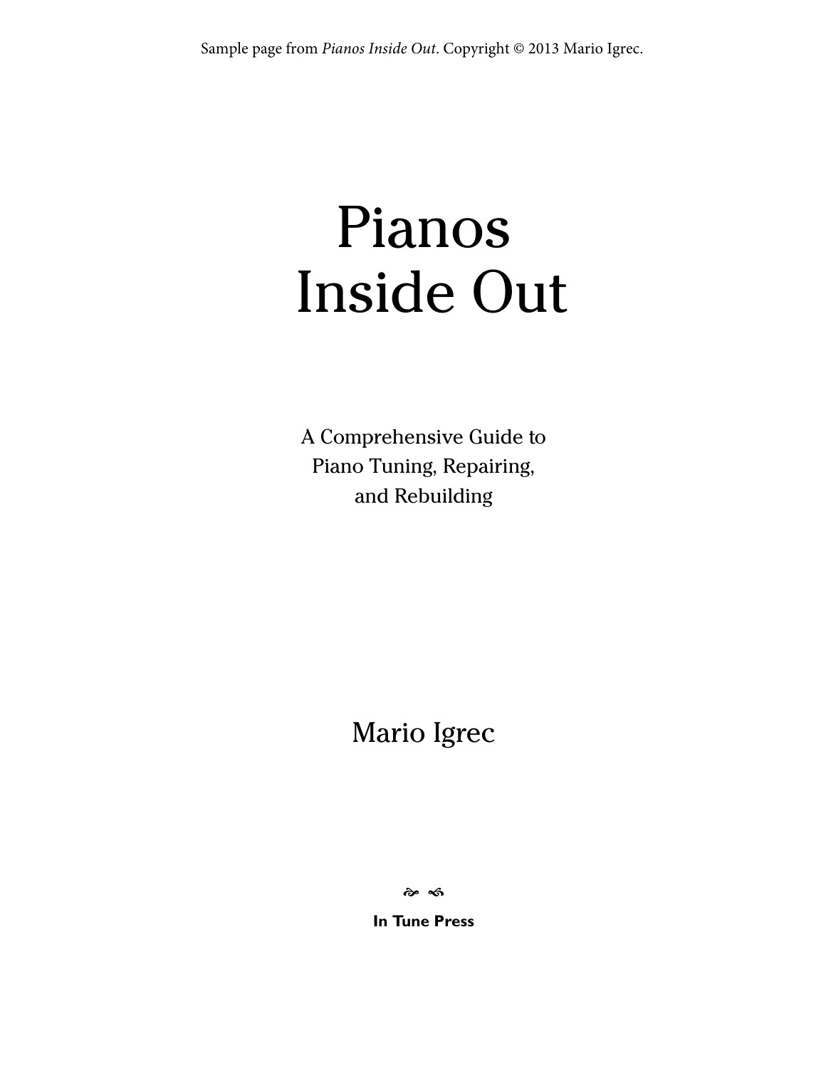Sample page from *Pianos Inside Out*. Copyright © 2013 Mario Igrec.

# Pianos Inside Out

A Comprehensive Guide to Piano Tuning, Repairing, and Rebuilding

Mario Igrec

**In Tune Press**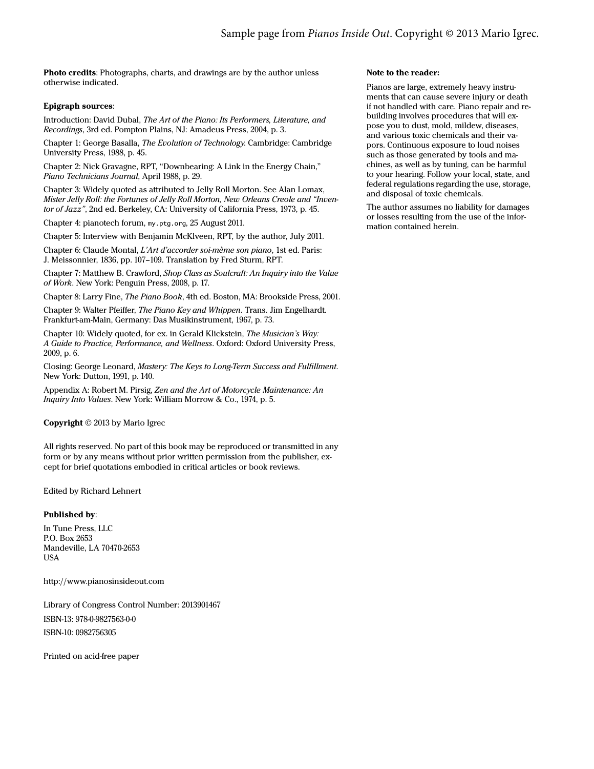**Photo credits**: Photographs, charts, and drawings are by the author unless otherwise indicated.

**Epigraph sources**:

Introduction: David Dubal, *The Art of the Piano: Its Performers, Literature, and Recordings*, 3rd ed. Pompton Plains, NJ: Amadeus Press, 2004, p. 3.

Chapter 1: George Basalla, *The Evolution of Technology*. Cambridge: Cambridge University Press, 1988, p. 45.

Chapter 2: Nick Gravagne, RPT, "Downbearing: A Link in the Energy Chain," *Piano Technicians Journal*, April 1988, p. 29.

Chapter 3: Widely quoted as attributed to Jelly Roll Morton. See Alan Lomax, *Mister Jelly Roll: the Fortunes of Jelly Roll Morton, New Orleans Creole and "Inventor of Jazz"*, 2nd ed. Berkeley, CA: University of California Press, 1973, p. 45.

Chapter 4: pianotech forum, `my.ptg.org`, 25 August 2011.

Chapter 5: Interview with Benjamin McKlveen, RPT, by the author, July 2011.

Chapter 6: Claude Montal, *L'Art d'accorder soi-mème son piano*, 1st ed. Paris: J. Meissonnier, 1836, pp. 107–109. Translation by Fred Sturm, RPT.

Chapter 7: Matthew B. Crawford, *Shop Class as Soulcraft: An Inquiry into the Value of Work*. New York: Penguin Press, 2008, p. 17.

Chapter 8: Larry Fine, *The Piano Book*, 4th ed. Boston, MA: Brookside Press, 2001.

Chapter 9: Walter Pfeiffer, *The Piano Key and Whippen*. Trans. Jim Engelhardt. Frankfurt-am-Main, Germany: Das Musikinstrument, 1967, p. 73.

Chapter 10: Widely quoted, for ex. in Gerald Klickstein, *The Musician's Way: A Guide to Practice, Performance, and Wellness*. Oxford: Oxford University Press, 2009, p. 6.

Closing: George Leonard, *Mastery: The Keys to Long-Term Success and Fulfillment*. New York: Dutton, 1991, p. 140.

Appendix A: Robert M. Pirsig, *Zen and the Art of Motorcycle Maintenance: An Inquiry Into Values*. New York: William Morrow & Co., 1974, p. 5.

**Copyright** © 2013 by Mario Igrec

All rights reserved. No part of this book may be reproduced or transmitted in any form or by any means without prior written permission from the publisher, except for brief quotations embodied in critical articles or book reviews.

Edited by Richard Lehnert

**Published by**:

In Tune Press, LLC
P.O. Box 2653
Mandeville, LA 70470-2653
USA

http://www.pianosinsideout.com

Library of Congress Control Number: 2013901467

ISBN-13: 978-0-9827563-0-0

ISBN-10: 0982756305

Printed on acid-free paper

**Note to the reader:**

Pianos are large, extremely heavy instruments that can cause severe injury or death if not handled with care. Piano repair and rebuilding involves procedures that will expose you to dust, mold, mildew, diseases, and various toxic chemicals and their vapors. Continuous exposure to loud noises such as those generated by tools and machines, as well as by tuning, can be harmful to your hearing. Follow your local, state, and federal regulations regarding the use, storage, and disposal of toxic chemicals.

The author assumes no liability for damages or losses resulting from the use of the information contained herein.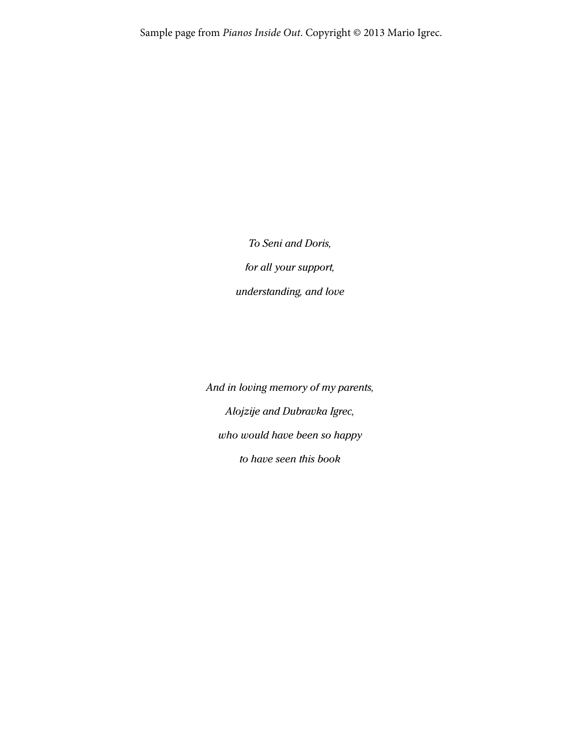*To Seni and Doris,*

*for all your support,*

*understanding, and love*

*And in loving memory of my parents,*

*Alojzije and Dubravka Igrec,*

*who would have been so happy*

*to have seen this book*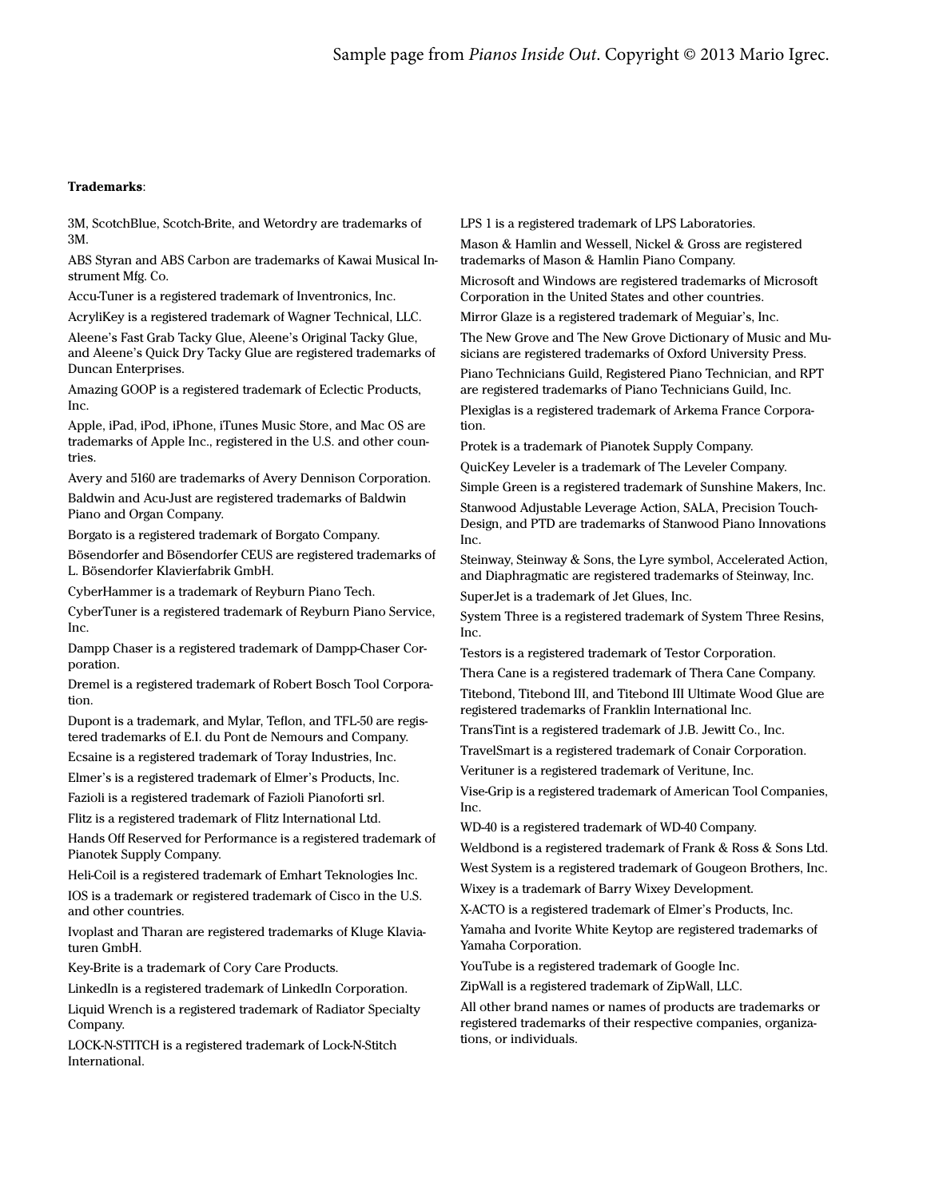**Trademarks**:

3M, ScotchBlue, Scotch-Brite, and Wetordry are trademarks of 3M.

ABS Styran and ABS Carbon are trademarks of Kawai Musical Instrument Mfg. Co.

Accu-Tuner is a registered trademark of Inventronics, Inc.

AcryliKey is a registered trademark of Wagner Technical, LLC.

Aleene's Fast Grab Tacky Glue, Aleene's Original Tacky Glue, and Aleene's Quick Dry Tacky Glue are registered trademarks of Duncan Enterprises.

Amazing GOOP is a registered trademark of Eclectic Products, Inc.

Apple, iPad, iPod, iPhone, iTunes Music Store, and Mac OS are trademarks of Apple Inc., registered in the U.S. and other countries.

Avery and 5160 are trademarks of Avery Dennison Corporation.

Baldwin and Acu-Just are registered trademarks of Baldwin Piano and Organ Company.

Borgato is a registered trademark of Borgato Company.

Bösendorfer and Bösendorfer CEUS are registered trademarks of L. Bösendorfer Klavierfabrik GmbH.

CyberHammer is a trademark of Reyburn Piano Tech.

CyberTuner is a registered trademark of Reyburn Piano Service, Inc.

Dampp Chaser is a registered trademark of Dampp-Chaser Corporation.

Dremel is a registered trademark of Robert Bosch Tool Corporation.

Dupont is a trademark, and Mylar, Teflon, and TFL-50 are registered trademarks of E.I. du Pont de Nemours and Company.

Ecsaine is a registered trademark of Toray Industries, Inc.

Elmer's is a registered trademark of Elmer's Products, Inc.

Fazioli is a registered trademark of Fazioli Pianoforti srl.

Flitz is a registered trademark of Flitz International Ltd.

Hands Off Reserved for Performance is a registered trademark of Pianotek Supply Company.

Heli-Coil is a registered trademark of Emhart Teknologies Inc.

IOS is a trademark or registered trademark of Cisco in the U.S. and other countries.

Ivoplast and Tharan are registered trademarks of Kluge Klaviaturen GmbH.

Key-Brite is a trademark of Cory Care Products.

LinkedIn is a registered trademark of LinkedIn Corporation.

Liquid Wrench is a registered trademark of Radiator Specialty Company.

LOCK-N-STITCH is a registered trademark of Lock-N-Stitch International.

LPS 1 is a registered trademark of LPS Laboratories.

Mason & Hamlin and Wessell, Nickel & Gross are registered trademarks of Mason & Hamlin Piano Company.

Microsoft and Windows are registered trademarks of Microsoft Corporation in the United States and other countries.

Mirror Glaze is a registered trademark of Meguiar's, Inc.

The New Grove and The New Grove Dictionary of Music and Musicians are registered trademarks of Oxford University Press.

Piano Technicians Guild, Registered Piano Technician, and RPT are registered trademarks of Piano Technicians Guild, Inc.

Plexiglas is a registered trademark of Arkema France Corporation.

Protek is a trademark of Pianotek Supply Company.

QuicKey Leveler is a trademark of The Leveler Company.

Simple Green is a registered trademark of Sunshine Makers, Inc.

Stanwood Adjustable Leverage Action, SALA, Precision Touch-Design, and PTD are trademarks of Stanwood Piano Innovations Inc.

Steinway, Steinway & Sons, the Lyre symbol, Accelerated Action, and Diaphragmatic are registered trademarks of Steinway, Inc.

SuperJet is a trademark of Jet Glues, Inc.

System Three is a registered trademark of System Three Resins, Inc.

Testors is a registered trademark of Testor Corporation.

Thera Cane is a registered trademark of Thera Cane Company.

Titebond, Titebond III, and Titebond III Ultimate Wood Glue are registered trademarks of Franklin International Inc.

TransTint is a registered trademark of J.B. Jewitt Co., Inc.

TravelSmart is a registered trademark of Conair Corporation.

Verituner is a registered trademark of Veritune, Inc.

Vise-Grip is a registered trademark of American Tool Companies, Inc.

WD-40 is a registered trademark of WD-40 Company.

Weldbond is a registered trademark of Frank & Ross & Sons Ltd.

West System is a registered trademark of Gougeon Brothers, Inc.

Wixey is a trademark of Barry Wixey Development.

X-ACTO is a registered trademark of Elmer's Products, Inc.

Yamaha and Ivorite White Keytop are registered trademarks of Yamaha Corporation.

YouTube is a registered trademark of Google Inc.

ZipWall is a registered trademark of ZipWall, LLC.

All other brand names or names of products are trademarks or registered trademarks of their respective companies, organizations, or individuals.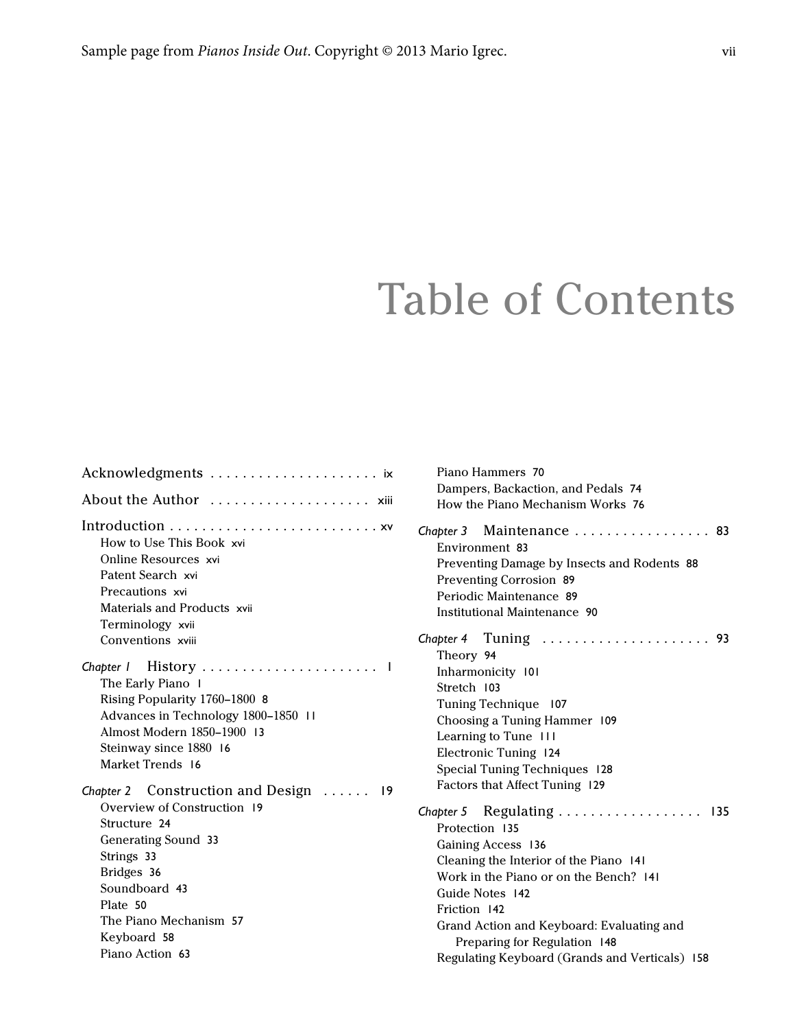# Table of Contents

Acknowledgments . . . . . . . . . . . . . . . . . . . . . ix

About the Author . . . . . . . . . . . . . . . . . . . . xiii

Introduction . . . . . . . . . . . . . . . . . . . . . . . . . xv
- How to Use This Book xvi
- Online Resources xvi
- Patent Search xvi
- Precautions xvi
- Materials and Products xvii
- Terminology xvii
- Conventions xviii

*Chapter 1* History . . . . . . . . . . . . . . . . . . . . . . 1
- The Early Piano 1
- Rising Popularity 1760–1800 8
- Advances in Technology 1800–1850 11
- Almost Modern 1850–1900 13
- Steinway since 1880 16
- Market Trends 16

*Chapter 2* Construction and Design . . . . . . 19
- Overview of Construction 19
- Structure 24
- Generating Sound 33
- Strings 33
- Bridges 36
- Soundboard 43
- Plate 50
- The Piano Mechanism 57
- Keyboard 58
- Piano Action 63
- Piano Hammers 70
- Dampers, Backaction, and Pedals 74
- How the Piano Mechanism Works 76

*Chapter 3* Maintenance . . . . . . . . . . . . . . . . . 83
- Environment 83
- Preventing Damage by Insects and Rodents 88
- Preventing Corrosion 89
- Periodic Maintenance 89
- Institutional Maintenance 90

*Chapter 4* Tuning . . . . . . . . . . . . . . . . . . . . . 93
- Theory 94
- Inharmonicity 101
- Stretch 103
- Tuning Technique 107
- Choosing a Tuning Hammer 109
- Learning to Tune 111
- Electronic Tuning 124
- Special Tuning Techniques 128
- Factors that Affect Tuning 129

*Chapter 5* Regulating . . . . . . . . . . . . . . . . . . 135
- Protection 135
- Gaining Access 136
- Cleaning the Interior of the Piano 141
- Work in the Piano or on the Bench? 141
- Guide Notes 142
- Friction 142
- Grand Action and Keyboard: Evaluating and Preparing for Regulation 148
- Regulating Keyboard (Grands and Verticals) 158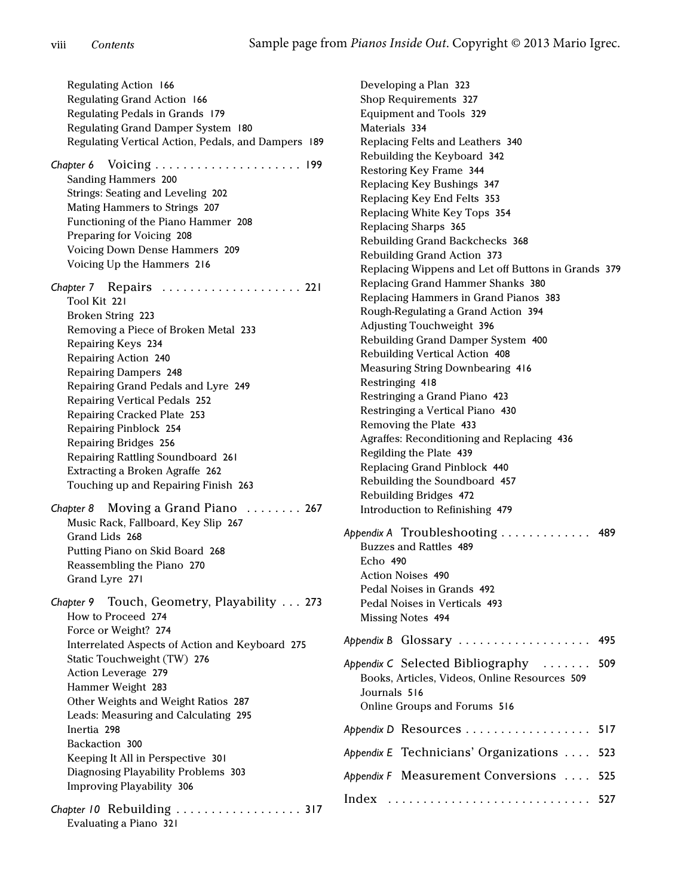Regulating Action 166
Regulating Grand Action 166
Regulating Pedals in Grands 179
Regulating Grand Damper System 180
Regulating Vertical Action, Pedals, and Dampers 189

*Chapter 6* Voicing . . . . . . . . . . . . . . . . . . . . . 199
Sanding Hammers 200
Strings: Seating and Leveling 202
Mating Hammers to Strings 207
Functioning of the Piano Hammer 208
Preparing for Voicing 208
Voicing Down Dense Hammers 209
Voicing Up the Hammers 216

*Chapter 7* Repairs . . . . . . . . . . . . . . . . . . . . 221
Tool Kit 221
Broken String 223
Removing a Piece of Broken Metal 233
Repairing Keys 234
Repairing Action 240
Repairing Dampers 248
Repairing Grand Pedals and Lyre 249
Repairing Vertical Pedals 252
Repairing Cracked Plate 253
Repairing Pinblock 254
Repairing Bridges 256
Repairing Rattling Soundboard 261
Extracting a Broken Agraffe 262
Touching up and Repairing Finish 263

*Chapter 8* Moving a Grand Piano . . . . . . . . 267
Music Rack, Fallboard, Key Slip 267
Grand Lids 268
Putting Piano on Skid Board 268
Reassembling the Piano 270
Grand Lyre 271

*Chapter 9* Touch, Geometry, Playability . . . 273
How to Proceed 274
Force or Weight? 274
Interrelated Aspects of Action and Keyboard 275
Static Touchweight (TW) 276
Action Leverage 279
Hammer Weight 283
Other Weights and Weight Ratios 287
Leads: Measuring and Calculating 295
Inertia 298
Backaction 300
Keeping It All in Perspective 301
Diagnosing Playability Problems 303
Improving Playability 306

*Chapter 10* Rebuilding . . . . . . . . . . . . . . . . . . 317
Evaluating a Piano 321
Developing a Plan 323
Shop Requirements 327
Equipment and Tools 329
Materials 334
Replacing Felts and Leathers 340
Rebuilding the Keyboard 342
Restoring Key Frame 344
Replacing Key Bushings 347
Replacing Key End Felts 353
Replacing White Key Tops 354
Replacing Sharps 365
Rebuilding Grand Backchecks 368
Rebuilding Grand Action 373
Replacing Wippens and Let off Buttons in Grands 379
Replacing Grand Hammer Shanks 380
Replacing Hammers in Grand Pianos 383
Rough-Regulating a Grand Action 394
Adjusting Touchweight 396
Rebuilding Grand Damper System 400
Rebuilding Vertical Action 408
Measuring String Downbearing 416
Restringing 418
Restringing a Grand Piano 423
Restringing a Vertical Piano 430
Removing the Plate 433
Agraffes: Reconditioning and Replacing 436
Regilding the Plate 439
Replacing Grand Pinblock 440
Rebuilding the Soundboard 457
Rebuilding Bridges 472
Introduction to Refinishing 479

*Appendix A* Troubleshooting . . . . . . . . . . . . . 489
Buzzes and Rattles 489
Echo 490
Action Noises 490
Pedal Noises in Grands 492
Pedal Noises in Verticals 493
Missing Notes 494

*Appendix B* Glossary . . . . . . . . . . . . . . . . . . . 495

*Appendix C* Selected Bibliography . . . . . . . 509
Books, Articles, Videos, Online Resources 509
Journals 516
Online Groups and Forums 516

*Appendix D* Resources . . . . . . . . . . . . . . . . . . 517

*Appendix E* Technicians' Organizations . . . . 523

*Appendix F* Measurement Conversions . . . . 525

Index . . . . . . . . . . . . . . . . . . . . . . . . . . . . . 527